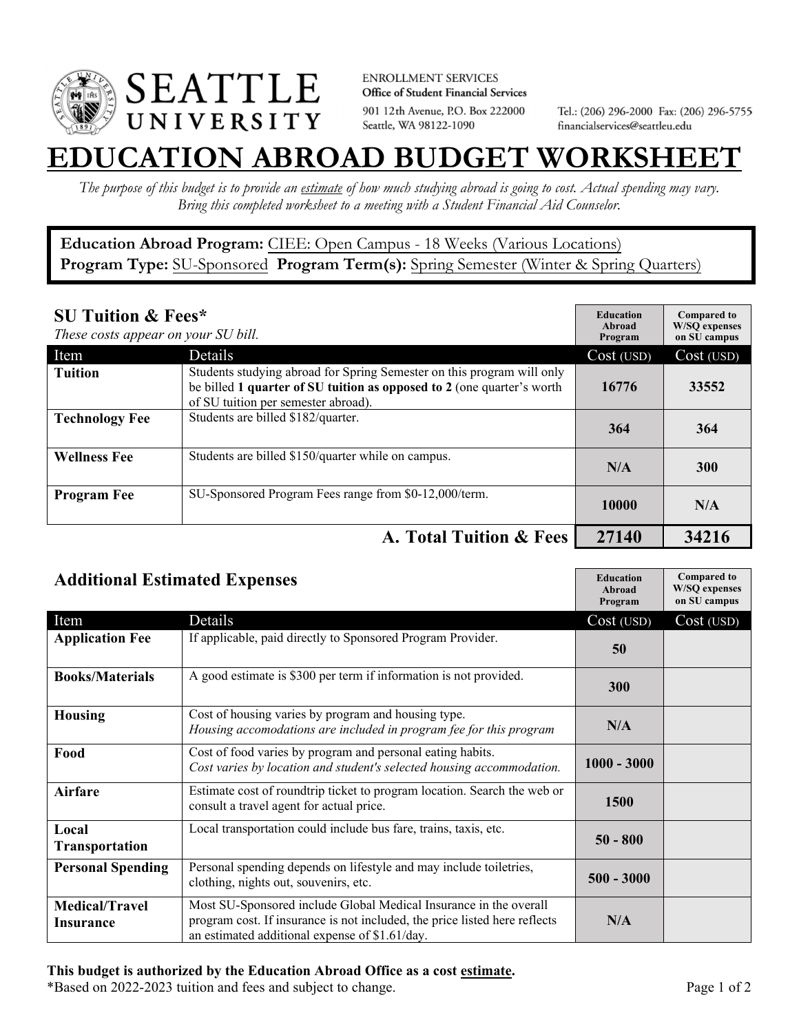SEATTLE UNIVERSITY

ENROLLMENT SERVICES
**Office of Student Financial Services**
901 12th Avenue, P.O. Box 222000
Seattle, WA 98122-1090

Tel.: (206) 296-2000 Fax: (206) 296-5755
financialservices@seattleu.edu

# EDUCATION ABROAD BUDGET WORKSHEET

*The purpose of this budget is to provide an estimate of how much studying abroad is going to cost. Actual spending may vary. Bring this completed worksheet to a meeting with a Student Financial Aid Counselor.*

**Education Abroad Program:** CIEE: Open Campus - 18 Weeks (Various Locations)
**Program Type:** SU-Sponsored **Program Term(s):** Spring Semester (Winter & Spring Quarters)

## SU Tuition & Fees*

*These costs appear on your SU bill.*

| Item | Details | Education Abroad Program Cost (USD) | Compared to W/SQ expenses on SU campus Cost (USD) |
|---|---|---|---|
| **Tuition** | Students studying abroad for Spring Semester on this program will only be billed **1 quarter of SU tuition as opposed to 2** (one quarter's worth of SU tuition per semester abroad). | 16776 | 33552 |
| **Technology Fee** | Students are billed $182/quarter. | 364 | 364 |
| **Wellness Fee** | Students are billed $150/quarter while on campus. | N/A | 300 |
| **Program Fee** | SU-Sponsored Program Fees range from $0-12,000/term. | 10000 | N/A |
| | **A. Total Tuition & Fees** | **27140** | **34216** |

## Additional Estimated Expenses

| Item | Details | Education Abroad Program Cost (USD) | Compared to W/SQ expenses on SU campus Cost (USD) |
|---|---|---|---|
| **Application Fee** | If applicable, paid directly to Sponsored Program Provider. | 50 | |
| **Books/Materials** | A good estimate is $300 per term if information is not provided. | 300 | |
| **Housing** | Cost of housing varies by program and housing type. *Housing accomodations are included in program fee for this program* | N/A | |
| **Food** | Cost of food varies by program and personal eating habits. *Cost varies by location and student's selected housing accommodation.* | 1000 - 3000 | |
| **Airfare** | Estimate cost of roundtrip ticket to program location. Search the web or consult a travel agent for actual price. | 1500 | |
| **Local Transportation** | Local transportation could include bus fare, trains, taxis, etc. | 50 - 800 | |
| **Personal Spending** | Personal spending depends on lifestyle and may include toiletries, clothing, nights out, souvenirs, etc. | 500 - 3000 | |
| **Medical/Travel Insurance** | Most SU-Sponsored include Global Medical Insurance in the overall program cost. If insurance is not included, the price listed here reflects an estimated additional expense of $1.61/day. | N/A | |

**This budget is authorized by the Education Abroad Office as a cost estimate.**
*Based on 2022-2023 tuition and fees and subject to change.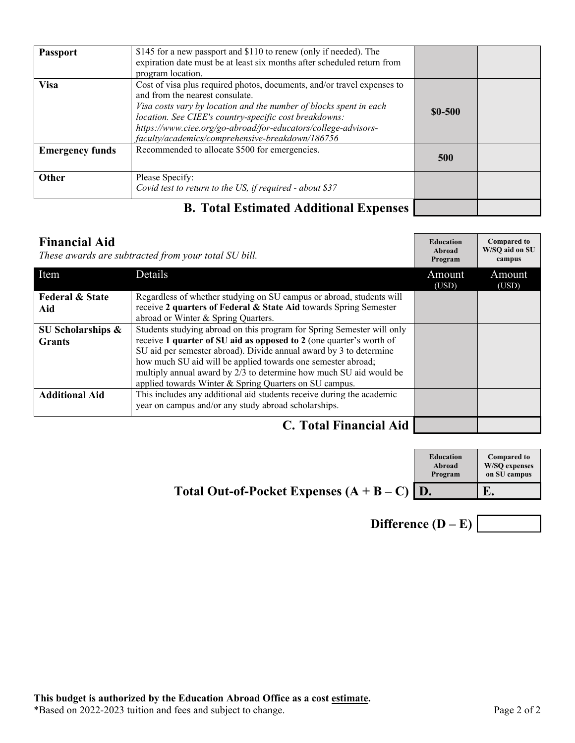| | | | |
|---|---|---|---|
| **Passport** | $145 for a new passport and $110 to renew (only if needed). The expiration date must be at least six months after scheduled return from program location. | | |
| **Visa** | Cost of visa plus required photos, documents, and/or travel expenses to and from the nearest consulate. *Visa costs vary by location and the number of blocks spent in each location. See CIEE's country-specific cost breakdowns: https://www.ciee.org/go-abroad/for-educators/college-advisors-faculty/academics/comprehensive-breakdown/186756* | **$0-500** | |
| **Emergency funds** | Recommended to allocate $500 for emergencies. | **500** | |
| **Other** | Please Specify: *Covid test to return to the US, if required - about $37* | | |
| | **B. Total Estimated Additional Expenses** | | |

## Financial Aid

*These awards are subtracted from your total SU bill.*

| Item | Details | Education Abroad Program Amount (USD) | Compared to W/SQ aid on SU campus Amount (USD) |
|---|---|---|---|
| **Federal & State Aid** | Regardless of whether studying on SU campus or abroad, students will receive **2 quarters of Federal & State Aid** towards Spring Semester abroad or Winter & Spring Quarters. | | |
| **SU Scholarships & Grants** | Students studying abroad on this program for Spring Semester will only receive **1 quarter of SU aid as opposed to 2** (one quarter's worth of SU aid per semester abroad). Divide annual award by 3 to determine how much SU aid will be applied towards one semester abroad; multiply annual award by 2/3 to determine how much SU aid would be applied towards Winter & Spring Quarters on SU campus. | | |
| **Additional Aid** | This includes any additional aid students receive during the academic year on campus and/or any study abroad scholarships. | | |
| | **C. Total Financial Aid** | | |

| | Education Abroad Program | Compared to W/SQ expenses on SU campus |
|---|---|---|
| **Total Out-of-Pocket Expenses (A + B – C)** | **D.** | **E.** |

**Difference (D – E)** [ ]

**This budget is authorized by the Education Abroad Office as a cost <u>estimate</u>.**

*Based on 2022-2023 tuition and fees and subject to change.